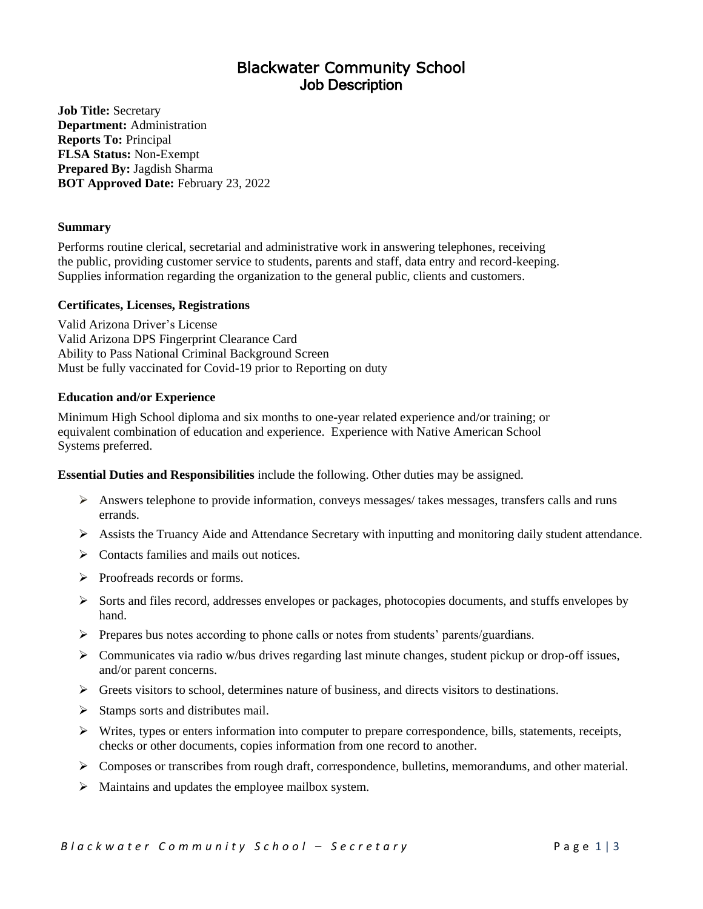# Blackwater Community School
## Job Description

**Job Title:** Secretary
**Department:** Administration
**Reports To:** Principal
**FLSA Status:** Non-Exempt
**Prepared By:** Jagdish Sharma
**BOT Approved Date:** February 23, 2022

### Summary

Performs routine clerical, secretarial and administrative work in answering telephones, receiving the public, providing customer service to students, parents and staff, data entry and record-keeping. Supplies information regarding the organization to the general public, clients and customers.

### Certificates, Licenses, Registrations

Valid Arizona Driver's License
Valid Arizona DPS Fingerprint Clearance Card
Ability to Pass National Criminal Background Screen
Must be fully vaccinated for Covid-19 prior to Reporting on duty

### Education and/or Experience

Minimum High School diploma and six months to one-year related experience and/or training; or equivalent combination of education and experience. Experience with Native American School Systems preferred.

**Essential Duties and Responsibilities** include the following. Other duties may be assigned.

- Answers telephone to provide information, conveys messages/ takes messages, transfers calls and runs errands.
- Assists the Truancy Aide and Attendance Secretary with inputting and monitoring daily student attendance.
- Contacts families and mails out notices.
- Proofreads records or forms.
- Sorts and files record, addresses envelopes or packages, photocopies documents, and stuffs envelopes by hand.
- Prepares bus notes according to phone calls or notes from students' parents/guardians.
- Communicates via radio w/bus drives regarding last minute changes, student pickup or drop-off issues, and/or parent concerns.
- Greets visitors to school, determines nature of business, and directs visitors to destinations.
- Stamps sorts and distributes mail.
- Writes, types or enters information into computer to prepare correspondence, bills, statements, receipts, checks or other documents, copies information from one record to another.
- Composes or transcribes from rough draft, correspondence, bulletins, memorandums, and other material.
- Maintains and updates the employee mailbox system.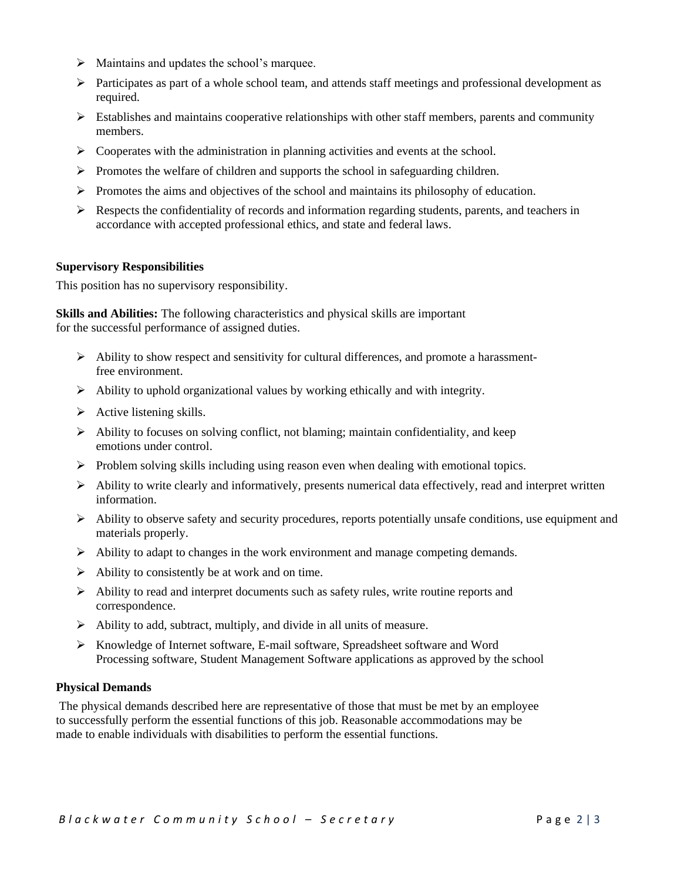- Maintains and updates the school's marquee.
- Participates as part of a whole school team, and attends staff meetings and professional development as required.
- Establishes and maintains cooperative relationships with other staff members, parents and community members.
- Cooperates with the administration in planning activities and events at the school.
- Promotes the welfare of children and supports the school in safeguarding children.
- Promotes the aims and objectives of the school and maintains its philosophy of education.
- Respects the confidentiality of records and information regarding students, parents, and teachers in accordance with accepted professional ethics, and state and federal laws.

**Supervisory Responsibilities**

This position has no supervisory responsibility.

**Skills and Abilities:** The following characteristics and physical skills are important for the successful performance of assigned duties.

- Ability to show respect and sensitivity for cultural differences, and promote a harassment-free environment.
- Ability to uphold organizational values by working ethically and with integrity.
- Active listening skills.
- Ability to focuses on solving conflict, not blaming; maintain confidentiality, and keep emotions under control.
- Problem solving skills including using reason even when dealing with emotional topics.
- Ability to write clearly and informatively, presents numerical data effectively, read and interpret written information.
- Ability to observe safety and security procedures, reports potentially unsafe conditions, use equipment and materials properly.
- Ability to adapt to changes in the work environment and manage competing demands.
- Ability to consistently be at work and on time.
- Ability to read and interpret documents such as safety rules, write routine reports and correspondence.
- Ability to add, subtract, multiply, and divide in all units of measure.
- Knowledge of Internet software, E-mail software, Spreadsheet software and Word Processing software, Student Management Software applications as approved by the school

**Physical Demands**

The physical demands described here are representative of those that must be met by an employee to successfully perform the essential functions of this job. Reasonable accommodations may be made to enable individuals with disabilities to perform the essential functions.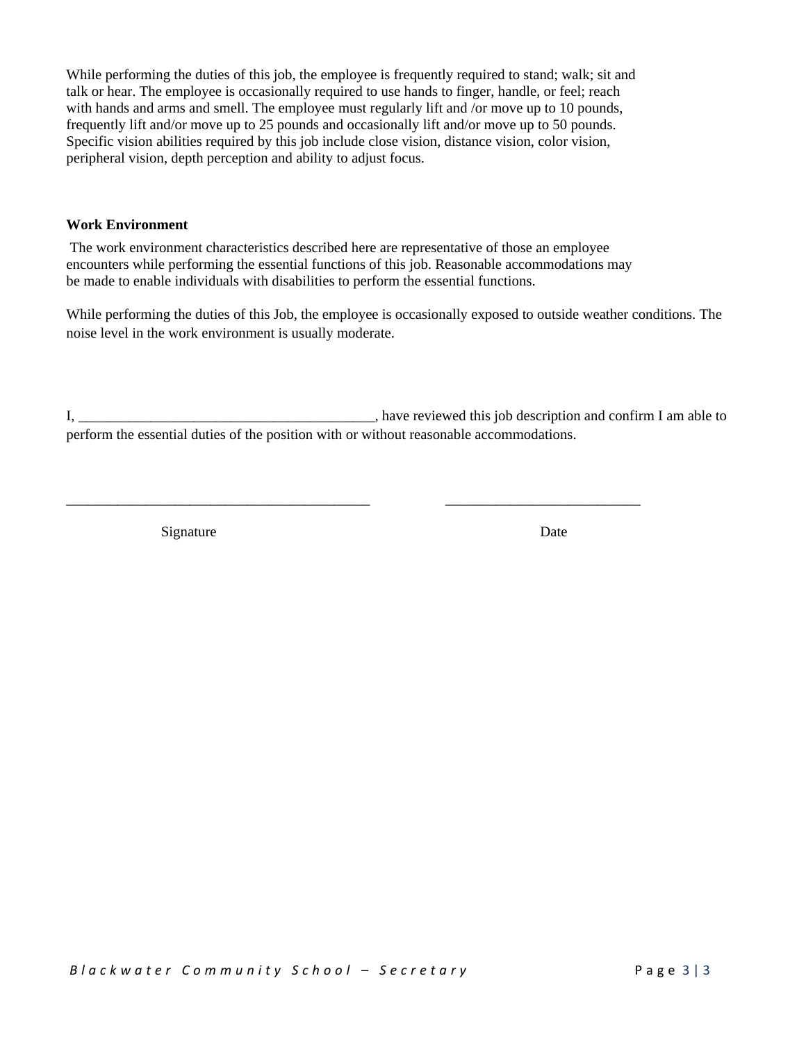While performing the duties of this job, the employee is frequently required to stand; walk; sit and talk or hear. The employee is occasionally required to use hands to finger, handle, or feel; reach with hands and arms and smell. The employee must regularly lift and /or move up to 10 pounds, frequently lift and/or move up to 25 pounds and occasionally lift and/or move up to 50 pounds. Specific vision abilities required by this job include close vision, distance vision, color vision, peripheral vision, depth perception and ability to adjust focus.

**Work Environment**

The work environment characteristics described here are representative of those an employee encounters while performing the essential functions of this job. Reasonable accommodations may be made to enable individuals with disabilities to perform the essential functions.

While performing the duties of this Job, the employee is occasionally exposed to outside weather conditions. The noise level in the work environment is usually moderate.

I, __________________________________________, have reviewed this job description and confirm I am able to perform the essential duties of the position with or without reasonable accommodations.

___________________________________________ ___________________________

Signature Date